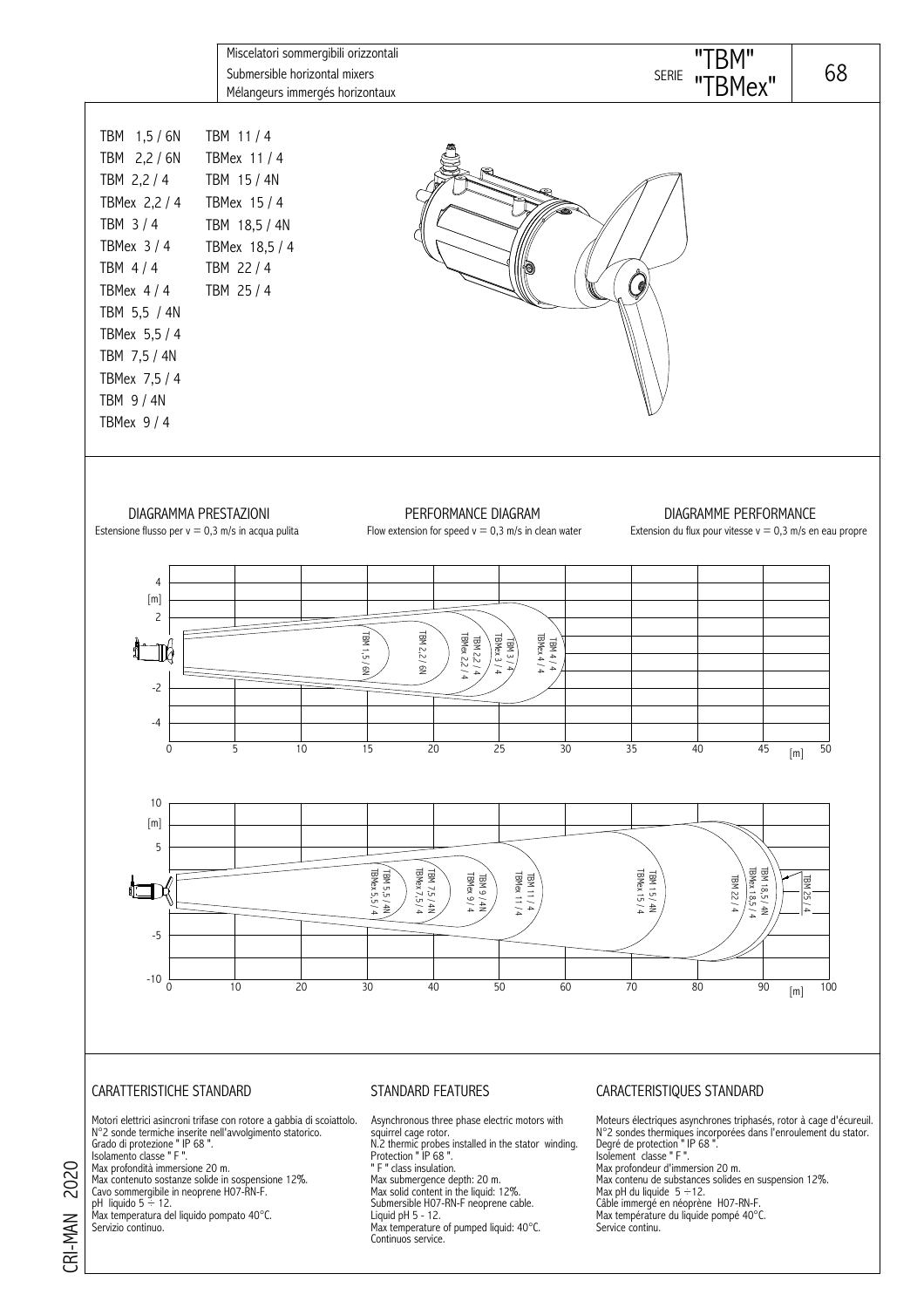# Miscelatori sommergibili orizzontali
# Submersible horizontal mixers
# Mélangeurs immergés horizontaux

SERIE "TBM" "TBMex"

TBM 1,5 / 6N
TBM 2,2 / 6N
TBM 2,2 / 4
TBMex 2,2 / 4
TBM 3 / 4
TBMex 3 / 4
TBM 4 / 4
TBMex 4 / 4
TBM 5,5 / 4N
TBMex 5,5 / 4
TBM 7,5 / 4N
TBMex 7,5 / 4
TBM 9 / 4N
TBMex 9 / 4
TBM 11 / 4
TBMex 11 / 4
TBM 15 / 4N
TBMex 15 / 4
TBM 18,5 / 4N
TBMex 18,5 / 4
TBM 22 / 4
TBM 25 / 4

## DIAGRAMMA PRESTAZIONI
Estensione flusso per v = 0,3 m/s in acqua pulita

## PERFORMANCE DIAGRAM
Flow extension for speed v = 0,3 m/s in clean water

## DIAGRAMME PERFORMANCE
Extension du flux pour vitesse v = 0,3 m/s en eau propre

4
[m]
2
-2
-4
0 5 10 15 20 25 30 35 40 45 [m] 50

TBM 1,5 / 6N
TBM 2,2 / 6N
TBM 2,2 / 4
TBMex 2,2 / 4
TBM 3 / 4
TBMex 3 / 4
TBM 4 / 4
TBMex 4 / 4

10
[m]
5
-5
-10
0 10 20 30 40 50 60 70 80 90 [m] 100

TBM 5,5 / 4N
TBMex 5,5 / 4
TBM 7,5 / 4N
TBMex 7,5 / 4
TBM 9 / 4N
TBMex 9 / 4
TBM 11 / 4
TBMex 11 / 4
TBM 15 / 4N
TBMex 15 / 4
TBM 22 / 4
TBM 18,5 / 4N
TBMex 18,5 / 4
TBM 25 / 4

## CARATTERISTICHE STANDARD

Motori elettrici asincroni trifase con rotore a gabbia di scoiattolo.
N°2 sonde termiche inserite nell'avvolgimento statorico.
Grado di protezione " IP 68 ".
Isolamento classe " F ".
Max profondità immersione 20 m.
Max contenuto sostanze solide in sospensione 12%.
Cavo sommergibile in neoprene H07-RN-F.
pH liquido 5 ÷ 12.
Max temperatura del liquido pompato 40°C.
Servizio continuo.

## STANDARD FEATURES

Asynchronous three phase electric motors with squirrel cage rotor.
N.2 thermic probes installed in the stator winding.
Protection " IP 68 ".
" F " class insulation.
Max submergence depth: 20 m.
Max solid content in the liquid: 12%.
Submersible H07-RN-F neoprene cable.
Liquid pH 5 - 12.
Max temperature of pumped liquid: 40°C.
Continuos service.

## CARACTERISTIQUES STANDARD

Moteurs électriques asynchrones triphasés, rotor à cage d'écureuil.
N°2 sondes thermiques incorporées dans l'enroulement du stator.
Degré de protection " IP 68 ".
Isolement classe " F ".
Max profondeur d'immersion 20 m.
Max contenu de substances solides en suspension 12%.
Max pH du liquide 5 ÷ 12.
Câble immergé en néoprène H07-RN-F.
Max température du liquide pompé 40°C.
Service continu.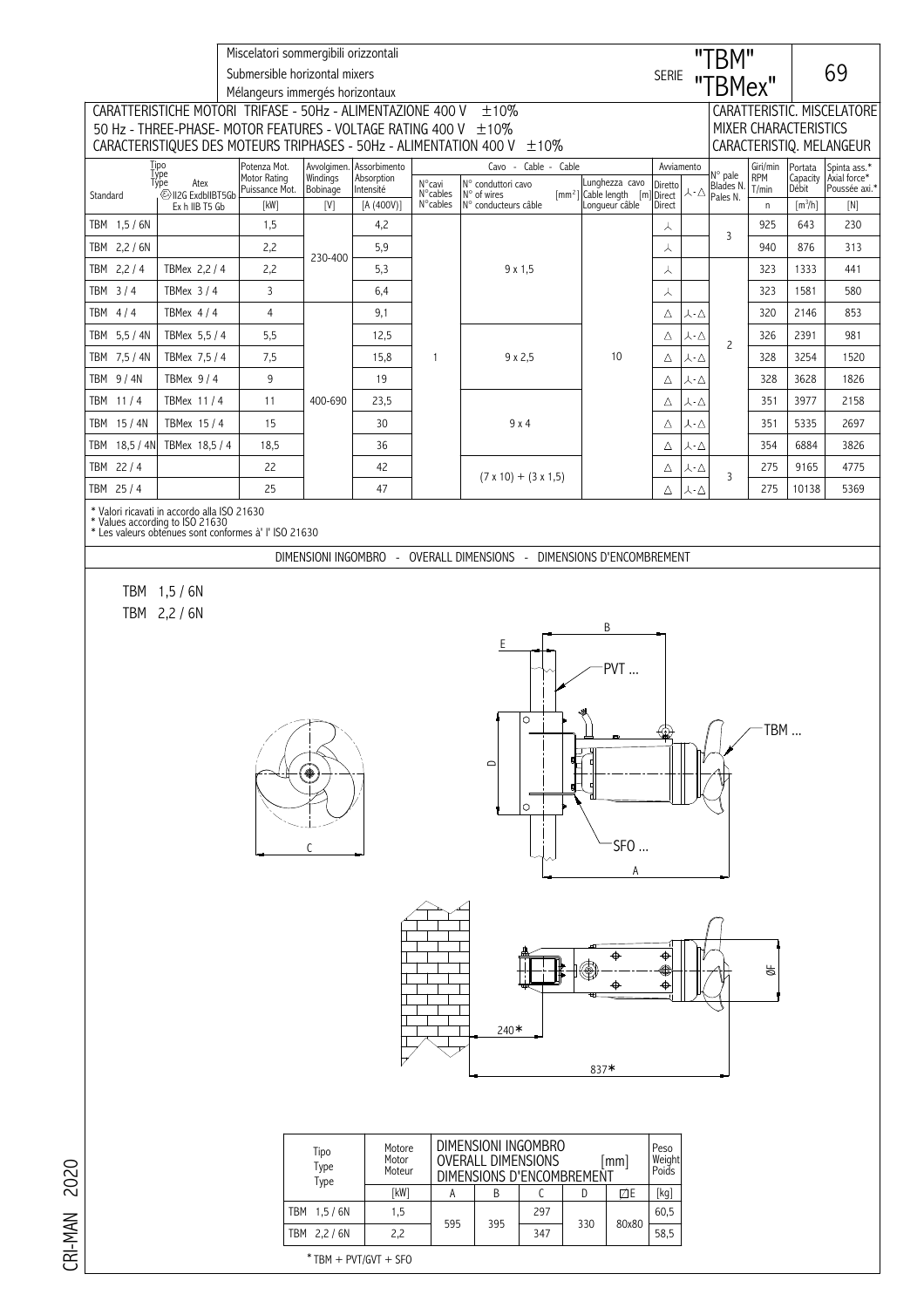Miscelatori sommergibili orizzontali
Submersible horizontal mixers
Mélangeurs immergés horizontaux

SERIE "TBM" "TBMex"

CARATTERISTICHE MOTORI TRIFASE - 50Hz - ALIMENTAZIONE 400 V ±10%
50 Hz - THREE-PHASE- MOTOR FEATURES - VOLTAGE RATING 400 V ±10%
CARACTERISTIQUES DES MOTEURS TRIPHASES - 50Hz - ALIMENTATION 400 V ±10%

CARATTERISTIC. MISCELATORE
MIXER CHARACTERISTICS
CARACTERISTIQ. MELANGEUR

| Tipo / Type / Type Standard | Atex ⓔII2G ExdbIIBT5Gb Ex h IIB T5 Gb | Potenza Mot. / Motor Rating / Puissance Mot. [kW] | Avvolgimen. / Windings / Bobinage [V] | Assorbimento / Absorption / Intensité [A (400V)] | N°cavi / N°cables / N°cables | N° conduttori cavo / N° of wires / N° conducteurs câble [mm²] | Lunghezza cavo / Cable length / Longueur câble [m] | Avviamento Diretto / Direct / Direct | Avviamento ⅄-△ | N° pale / Blades N. / Pales N. | Giri/min / RPM / T/min n | Portata / Capacity / Débit [m³/h] | Spinta ass.* / Axial force* / Poussée axi.* [N] |
|---|---|---|---|---|---|---|---|---|---|---|---|---|---|
| TBM 1,5 / 6N | | 1,5 | 230-400 | 4,2 | 1 | 9 x 1,5 | 10 | ⅄ | | 3 | 925 | 643 | 230 |
| TBM 2,2 / 6N | | 2,2 | | 5,9 | | | | ⅄ | | | 940 | 876 | 313 |
| TBM 2,2 / 4 | TBMex 2,2 / 4 | 2,2 | | 5,3 | | | | ⅄ | | 2 | 323 | 1333 | 441 |
| TBM 3 / 4 | TBMex 3 / 4 | 3 | | 6,4 | | | | ⅄ | | | 323 | 1581 | 580 |
| TBM 4 / 4 | TBMex 4 / 4 | 4 | 400-690 | 9,1 | | | | △ | ⅄-△ | | 320 | 2146 | 853 |
| TBM 5,5 / 4N | TBMex 5,5 / 4 | 5,5 | | 12,5 | | 9 x 2,5 | | △ | ⅄-△ | | 326 | 2391 | 981 |
| TBM 7,5 / 4N | TBMex 7,5 / 4 | 7,5 | | 15,8 | | | | △ | ⅄-△ | | 328 | 3254 | 1520 |
| TBM 9 / 4N | TBMex 9 / 4 | 9 | | 19 | | | | △ | ⅄-△ | | 328 | 3628 | 1826 |
| TBM 11 / 4 | TBMex 11 / 4 | 11 | | 23,5 | | 9 x 4 | | △ | ⅄-△ | | 351 | 3977 | 2158 |
| TBM 15 / 4N | TBMex 15 / 4 | 15 | | 30 | | | | △ | ⅄-△ | | 351 | 5335 | 2697 |
| TBM 18,5 / 4N | TBMex 18,5 / 4 | 18,5 | | 36 | | | | △ | ⅄-△ | | 354 | 6884 | 3826 |
| TBM 22 / 4 | | 22 | | 42 | | (7 x 10) + (3 x 1,5) | | △ | ⅄-△ | 3 | 275 | 9165 | 4775 |
| TBM 25 / 4 | | 25 | | 47 | | | | △ | ⅄-△ | | 275 | 10138 | 5369 |

\* Valori ricavati in accordo alla ISO 21630
\* Values according to ISO 21630
\* Les valeurs obtenues sont conformes à l' ISO 21630

DIMENSIONI INGOMBRO - OVERALL DIMENSIONS - DIMENSIONS D'ENCOMBREMENT

TBM 1,5 / 6N
TBM 2,2 / 6N

E
B
PVT ...
D
TBM ...
C
SFO ...
A
ØF
240*
837*

| Tipo / Type / Type | Motore / Motor / Moteur [kW] | DIMENSIONI INGOMBRO / OVERALL DIMENSIONS / DIMENSIONS D'ENCOMBREMENT [mm] A | B | C | D | ☐E | Peso / Weight / Poids [kg] |
|---|---|---|---|---|---|---|---|
| TBM 1,5 / 6N | 1,5 | 595 | 395 | 297 | 330 | 80x80 | 60,5 |
| TBM 2,2 / 6N | 2,2 | 595 | 395 | 347 | 330 | 80x80 | 58,5 |

\* TBM + PVT/GVT + SFO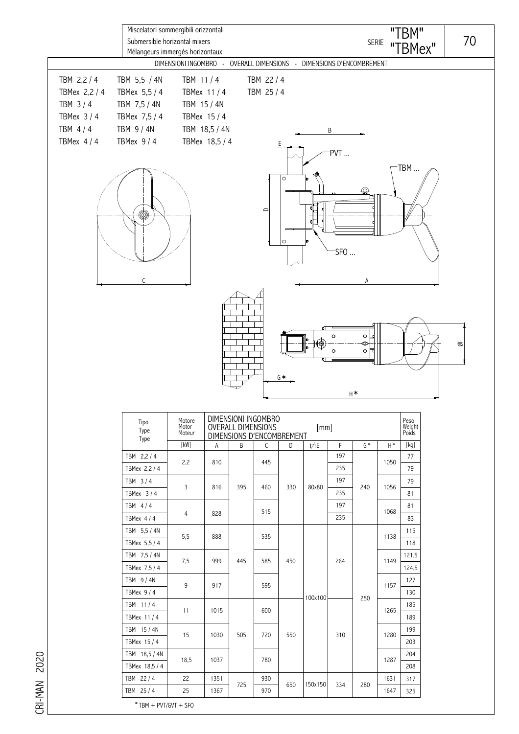Miscelatori sommergibili orizzontali
Submersible horizontal mixers
Mélangeurs immergés horizontaux

SERIE "TBM" "TBMex"

DIMENSIONI INGOMBRO - OVERALL DIMENSIONS - DIMENSIONS D'ENCOMBREMENT

TBM 2,2 / 4 | TBM 5,5 / 4N | TBM 11 / 4 | TBM 22 / 4
TBMex 2,2 / 4 | TBMex 5,5 / 4 | TBMex 11 / 4 | TBM 25 / 4
TBM 3 / 4 | TBM 7,5 / 4N | TBM 15 / 4N
TBMex 3 / 4 | TBMex 7,5 / 4 | TBMex 15 / 4
TBM 4 / 4 | TBM 9 / 4N | TBM 18,5 / 4N
TBMex 4 / 4 | TBMex 9 / 4 | TBMex 18,5 / 4

PVT ... TBM ... SFO ...

| Tipo Type Type | Motore Motor Moteur | DIMENSIONI INGOMBRO OVERALL DIMENSIONS DIMENSIONS D'ENCOMBREMENT [mm] | | | | | | | | Peso Weight Poids |
|---|---|---|---|---|---|---|---|---|---|---|
| | [kW] | A | B | C | D | ☐E | F | G* | H* | [kg] |
| TBM 2,2 / 4 | 2,2 | 810 | 395 | 445 | 330 | 80x80 | 197 | 240 | 1050 | 77 |
| TBMex 2,2 / 4 | 2,2 | 810 | 395 | 445 | 330 | 80x80 | 235 | 240 | 1050 | 79 |
| TBM 3 / 4 | 3 | 816 | 395 | 460 | 330 | 80x80 | 197 | 240 | 1056 | 79 |
| TBMex 3 / 4 | 3 | 816 | 395 | 460 | 330 | 80x80 | 235 | 240 | 1056 | 81 |
| TBM 4 / 4 | 4 | 828 | 395 | 515 | 330 | 80x80 | 197 | 240 | 1068 | 81 |
| TBMex 4 / 4 | 4 | 828 | 395 | 515 | 330 | 80x80 | 235 | 240 | 1068 | 83 |
| TBM 5,5 / 4N | 5,5 | 888 | 445 | 535 | 450 | 100x100 | 264 | 250 | 1138 | 115 |
| TBMex 5,5 / 4 | 5,5 | 888 | 445 | 535 | 450 | 100x100 | 264 | 250 | 1138 | 118 |
| TBM 7,5 / 4N | 7,5 | 999 | 445 | 585 | 450 | 100x100 | 264 | 250 | 1149 | 121,5 |
| TBMex 7,5 / 4 | 7,5 | 999 | 445 | 585 | 450 | 100x100 | 264 | 250 | 1149 | 124,5 |
| TBM 9 / 4N | 9 | 917 | 445 | 595 | 450 | 100x100 | 264 | 250 | 1157 | 127 |
| TBMex 9 / 4 | 9 | 917 | 445 | 595 | 450 | 100x100 | 264 | 250 | 1157 | 130 |
| TBM 11 / 4 | 11 | 1015 | 505 | 600 | 550 | 100x100 | 310 | 250 | 1265 | 185 |
| TBMex 11 / 4 | 11 | 1015 | 505 | 600 | 550 | 100x100 | 310 | 250 | 1265 | 189 |
| TBM 15 / 4N | 15 | 1030 | 505 | 720 | 550 | 100x100 | 310 | 250 | 1280 | 199 |
| TBMex 15 / 4 | 15 | 1030 | 505 | 720 | 550 | 100x100 | 310 | 250 | 1280 | 203 |
| TBM 18,5 / 4N | 18,5 | 1037 | 505 | 780 | 550 | 100x100 | 310 | 250 | 1287 | 204 |
| TBMex 18,5 / 4 | 18,5 | 1037 | 505 | 780 | 550 | 100x100 | 310 | 250 | 1287 | 208 |
| TBM 22 / 4 | 22 | 1351 | 725 | 930 | 650 | 150x150 | 334 | 280 | 1631 | 317 |
| TBM 25 / 4 | 25 | 1367 | 725 | 970 | 650 | 150x150 | 334 | 280 | 1647 | 325 |

* TBM + PVT/GVT + SFO

CRI-MAN 2020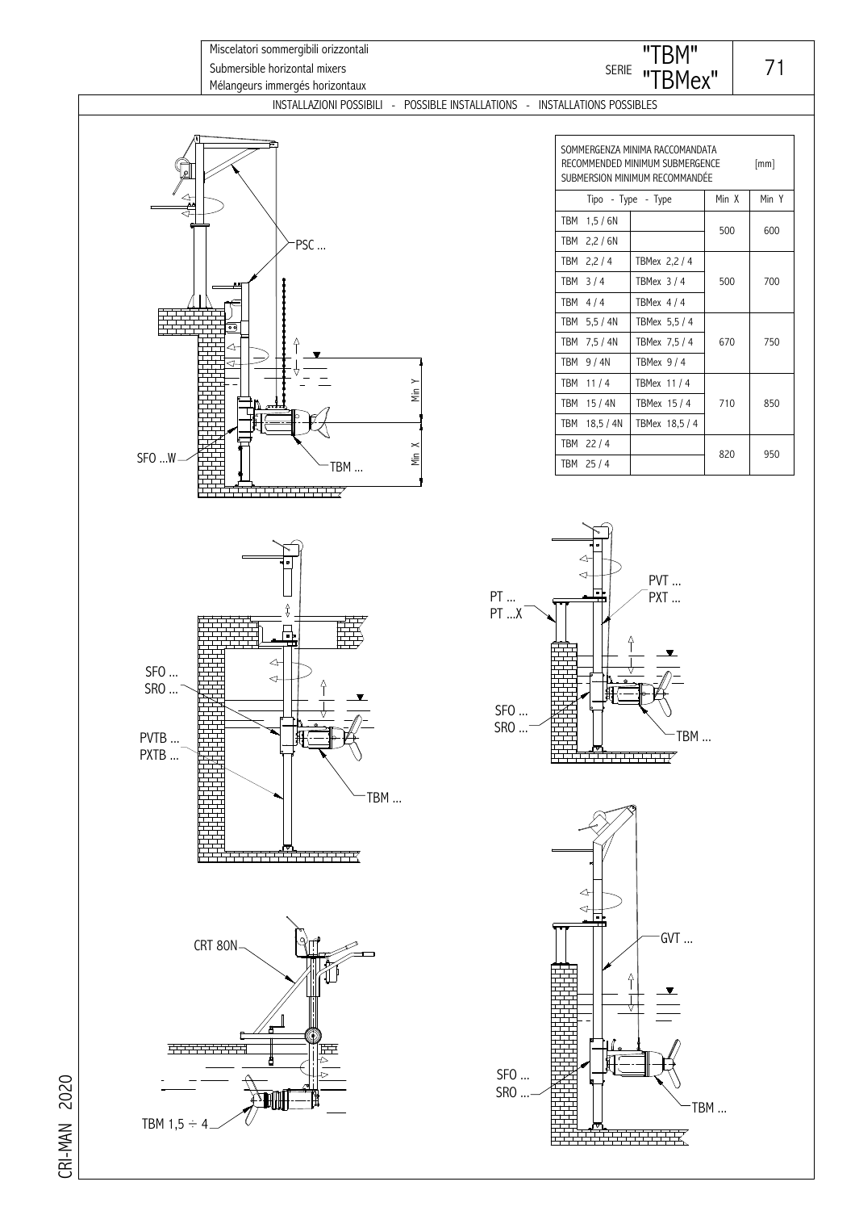Miscelatori sommergibili orizzontali
Submersible horizontal mixers
Mélangeurs immergés horizontaux

SERIE "TBM" "TBMex"

## INSTALLAZIONI POSSIBILI - POSSIBLE INSTALLATIONS - INSTALLATIONS POSSIBLES

SOMMERGENZA MINIMA RACCOMANDATA
RECOMMENDED MINIMUM SUBMERGENCE
SUBMERSION MINIMUM RECOMMANDÉE [mm]

| Tipo - Type - Type | | Min X | Min Y |
|---|---|---|---|
| TBM 1,5 / 6N | | 500 | 600 |
| TBM 2,2 / 6N | | | |
| TBM 2,2 / 4 | TBMex 2,2 / 4 | 500 | 700 |
| TBM 3 / 4 | TBMex 3 / 4 | | |
| TBM 4 / 4 | TBMex 4 / 4 | | |
| TBM 5,5 / 4N | TBMex 5,5 / 4 | 670 | 750 |
| TBM 7,5 / 4N | TBMex 7,5 / 4 | | |
| TBM 9 / 4N | TBMex 9 / 4 | | |
| TBM 11 / 4 | TBMex 11 / 4 | 710 | 850 |
| TBM 15 / 4N | TBMex 15 / 4 | | |
| TBM 18,5 / 4N | TBMex 18,5 / 4 | | |
| TBM 22 / 4 | | 820 | 950 |
| TBM 25 / 4 | | | |

PSC ...
SFO ...W
TBM ...
Min Y
Min X

SFO ...
SRO ...
PVTB ...
PXTB ...
TBM ...

PT ...
PT ...X
PVT ...
PXT ...
SFO ...
SRO ...
TBM ...

CRT 80N
TBM 1,5 ÷ 4

GVT ...
SFO ...
SRO ...
TBM ...

CRI-MAN 2020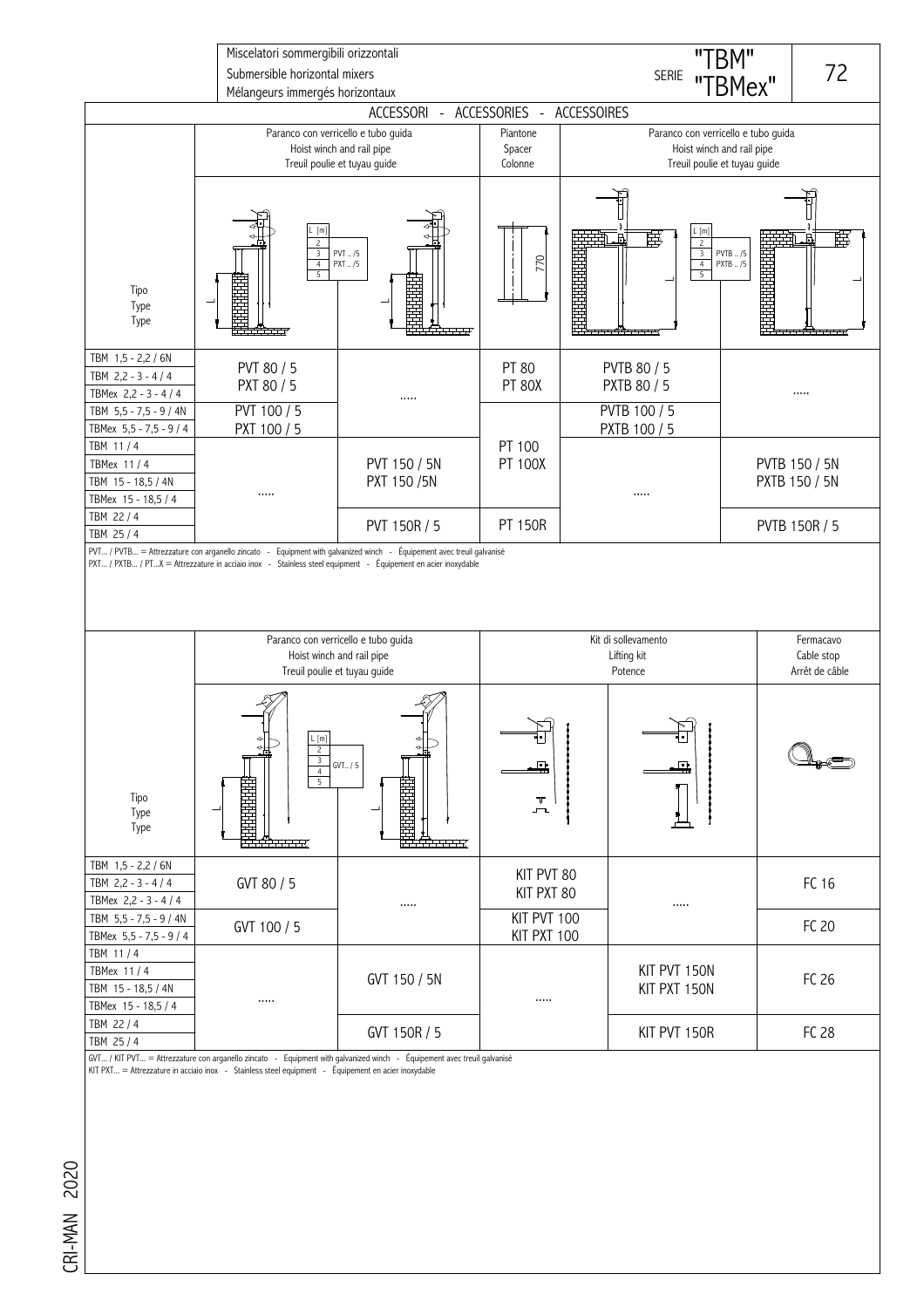Miscelatori sommergibili orizzontali
Submersible horizontal mixers
Mélangeurs immergés horizontaux

SERIE "TBM" "TBMex"

## ACCESSORI - ACCESSORIES - ACCESSOIRES

| Tipo / Type / Type | Paranco con verricello e tubo guida / Hoist winch and rail pipe / Treuil poulie et tuyau guide | | Piantone / Spacer / Colonne | Paranco con verricello e tubo guida / Hoist winch and rail pipe / Treuil poulie et tuyau guide | |
|---|---|---|---|---|---|
| TBM 1,5 - 2,2 / 6N<br>TBM 2,2 - 3 - 4 / 4<br>TBMex 2,2 - 3 - 4 / 4 | PVT 80 / 5<br>PXT 80 / 5 | ..... | PT 80<br>PT 80X | PVTB 80 / 5<br>PXTB 80 / 5 | ..... |
| TBM 5,5 - 7,5 - 9 / 4N<br>TBMex 5,5 - 7,5 - 9 / 4 | PVT 100 / 5<br>PXT 100 / 5 | | PT 100<br>PT 100X | PVTB 100 / 5<br>PXTB 100 / 5 | |
| TBM 11 / 4<br>TBMex 11 / 4<br>TBM 15 - 18,5 / 4N<br>TBMex 15 - 18,5 / 4 | ..... | PVT 150 / 5N<br>PXT 150 /5N | | ..... | PVTB 150 / 5N<br>PXTB 150 / 5N |
| TBM 22 / 4<br>TBM 25 / 4 | | PVT 150R / 5 | PT 150R | | PVTB 150R / 5 |

L [m]: 2, 3, 4, 5 — PVT .. /5, PXT .. /5 — PVTB .. /5, PXTB .. /5

PVT... / PVTB... = Attrezzature con arganello zincato - Equipment with galvanized winch - Équipement avec treuil galvanisé
PXT... / PXTB... / PT...X = Attrezzature in acciaio inox - Stainless steel equipment - Équipement en acier inoxydable

| Tipo / Type / Type | Paranco con verricello e tubo guida / Hoist winch and rail pipe / Treuil poulie et tuyau guide | | Kit di sollevamento / Lifting kit / Potence | | Fermacavo / Cable stop / Arrêt de câble |
|---|---|---|---|---|---|
| TBM 1,5 - 2,2 / 6N<br>TBM 2,2 - 3 - 4 / 4<br>TBMex 2,2 - 3 - 4 / 4 | GVT 80 / 5 | ..... | KIT PVT 80<br>KIT PXT 80 | ..... | FC 16 |
| TBM 5,5 - 7,5 - 9 / 4N<br>TBMex 5,5 - 7,5 - 9 / 4 | GVT 100 / 5 | | KIT PVT 100<br>KIT PXT 100 | | FC 20 |
| TBM 11 / 4<br>TBMex 11 / 4<br>TBM 15 - 18,5 / 4N<br>TBMex 15 - 18,5 / 4 | ..... | GVT 150 / 5N | ..... | KIT PVT 150N<br>KIT PXT 150N | FC 26 |
| TBM 22 / 4<br>TBM 25 / 4 | | GVT 150R / 5 | | KIT PVT 150R | FC 28 |

L [m]: 2, 3, 4, 5 — GVT.. / 5

GVT... / KIT PVT... = Attrezzature con arganello zincato - Equipment with galvanized winch - Équipement avec treuil galvanisé
KIT PXT... = Attrezzature in acciaio inox - Stainless steel equipment - Équipement en acier inoxydable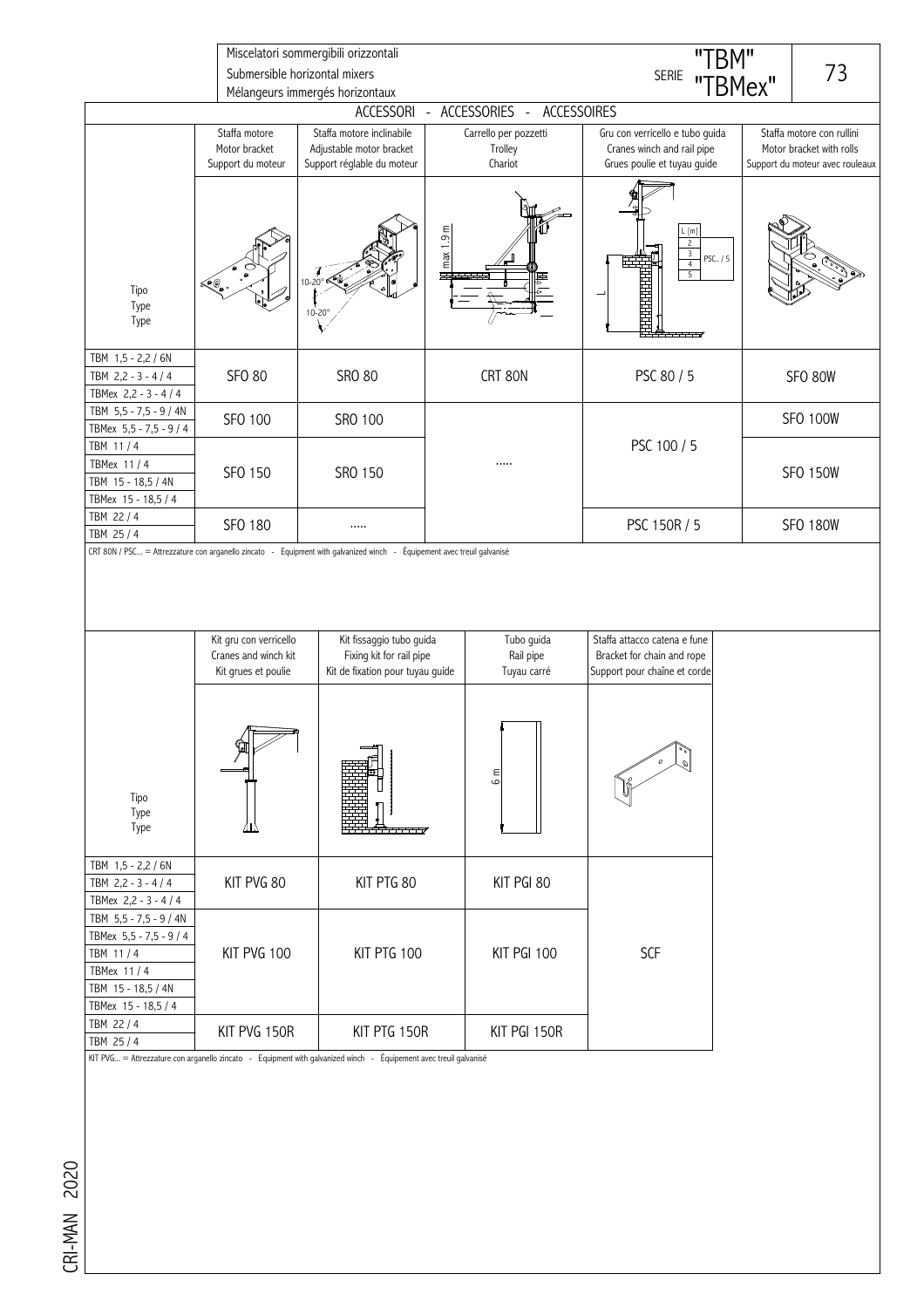Miscelatori sommergibili orizzontali
Submersible horizontal mixers
Mélangeurs immergés horizontaux

SERIE "TBM" "TBMex"

## ACCESSORI - ACCESSORIES - ACCESSOIRES

| Tipo / Type / Type | Staffa motore / Motor bracket / Support du moteur | Staffa motore inclinabile / Adjustable motor bracket / Support réglable du moteur | Carrello per pozzetti / Trolley / Chariot | Gru con verricello e tubo guida / Cranes winch and rail pipe / Grues poulie et tuyau guide | Staffa motore con rullini / Motor bracket with rolls / Support du moteur avec rouleaux |
|---|---|---|---|---|---|
| TBM 1,5 - 2,2 / 6N<br>TBM 2,2 - 3 - 4 / 4<br>TBMex 2,2 - 3 - 4 / 4 | SFO 80 | SRO 80 | CRT 80N | PSC 80 / 5 | SFO 80W |
| TBM 5,5 - 7,5 - 9 / 4N<br>TBMex 5,5 - 7,5 - 9 / 4 | SFO 100 | SRO 100 | ..... | PSC 100 / 5 | SFO 100W |
| TBM 11 / 4<br>TBMex 11 / 4<br>TBM 15 - 18,5 / 4N<br>TBMex 15 - 18,5 / 4 | SFO 150 | SRO 150 | | | SFO 150W |
| TBM 22 / 4<br>TBM 25 / 4 | SFO 180 | ..... | | PSC 150R / 5 | SFO 180W |

CRT 80N / PSC... = Attrezzature con arganello zincato - Equipment with galvanized winch - Équipement avec treuil galvanisé

| Tipo / Type / Type | Kit gru con verricello / Cranes and winch kit / Kit grues et poulie | Kit fissaggio tubo guida / Fixing kit for rail pipe / Kit de fixation pour tuyau guide | Tubo guida / Rail pipe / Tuyau carré | Staffa attacco catena e fune / Bracket for chain and rope / Support pour chaîne et corde |
|---|---|---|---|---|
| TBM 1,5 - 2,2 / 6N<br>TBM 2,2 - 3 - 4 / 4<br>TBMex 2,2 - 3 - 4 / 4 | KIT PVG 80 | KIT PTG 80 | KIT PGI 80 | SCF |
| TBM 5,5 - 7,5 - 9 / 4N<br>TBMex 5,5 - 7,5 - 9 / 4<br>TBM 11 / 4<br>TBMex 11 / 4<br>TBM 15 - 18,5 / 4N<br>TBMex 15 - 18,5 / 4 | KIT PVG 100 | KIT PTG 100 | KIT PGI 100 | |
| TBM 22 / 4<br>TBM 25 / 4 | KIT PVG 150R | KIT PTG 150R | KIT PGI 150R | |

KIT PVG... = Attrezzature con arganello zincato - Equipment with galvanized winch - Équipement avec treuil galvanisé